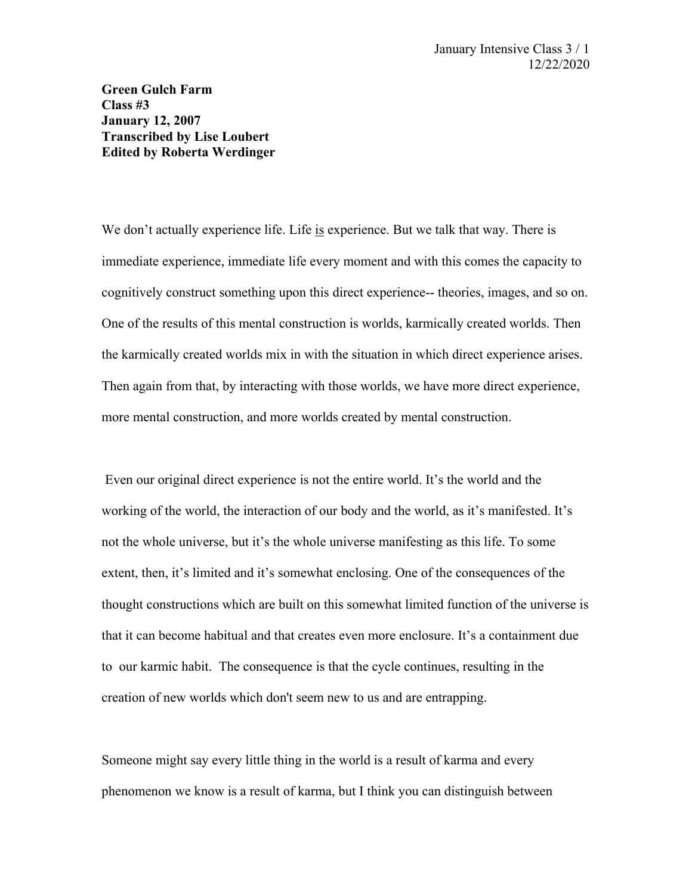**Green Gulch Farm**
**Class #3**
**January 12, 2007**
**Transcribed by Lise Loubert**
**Edited by Roberta Werdinger**

We don't actually experience life. Life <u>is</u> experience. But we talk that way. There is immediate experience, immediate life every moment and with this comes the capacity to cognitively construct something upon this direct experience-- theories, images, and so on. One of the results of this mental construction is worlds, karmically created worlds. Then the karmically created worlds mix in with the situation in which direct experience arises. Then again from that, by interacting with those worlds, we have more direct experience, more mental construction, and more worlds created by mental construction.

Even our original direct experience is not the entire world. It's the world and the working of the world, the interaction of our body and the world, as it's manifested. It's not the whole universe, but it's the whole universe manifesting as this life. To some extent, then, it's limited and it's somewhat enclosing. One of the consequences of the thought constructions which are built on this somewhat limited function of the universe is that it can become habitual and that creates even more enclosure. It's a containment due to our karmic habit. The consequence is that the cycle continues, resulting in the creation of new worlds which don't seem new to us and are entrapping.

Someone might say every little thing in the world is a result of karma and every phenomenon we know is a result of karma, but I think you can distinguish between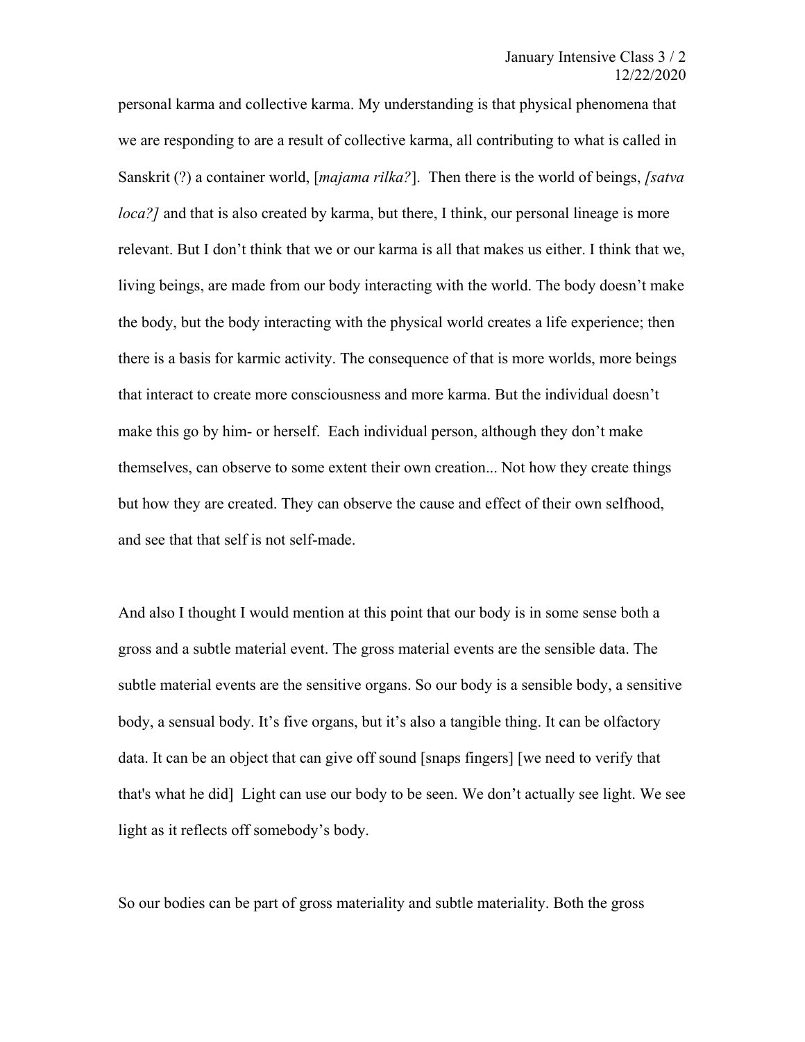personal karma and collective karma. My understanding is that physical phenomena that we are responding to are a result of collective karma, all contributing to what is called in Sanskrit (?) a container world, [*majama rilka?*]. Then there is the world of beings, *[satva loca?]* and that is also created by karma, but there, I think, our personal lineage is more relevant. But I don't think that we or our karma is all that makes us either. I think that we, living beings, are made from our body interacting with the world. The body doesn't make the body, but the body interacting with the physical world creates a life experience; then there is a basis for karmic activity. The consequence of that is more worlds, more beings that interact to create more consciousness and more karma. But the individual doesn't make this go by him- or herself. Each individual person, although they don't make themselves, can observe to some extent their own creation... Not how they create things but how they are created. They can observe the cause and effect of their own selfhood, and see that that self is not self-made.

And also I thought I would mention at this point that our body is in some sense both a gross and a subtle material event. The gross material events are the sensible data. The subtle material events are the sensitive organs. So our body is a sensible body, a sensitive body, a sensual body. It's five organs, but it's also a tangible thing. It can be olfactory data. It can be an object that can give off sound [snaps fingers] [we need to verify that that's what he did] Light can use our body to be seen. We don't actually see light. We see light as it reflects off somebody's body.

So our bodies can be part of gross materiality and subtle materiality. Both the gross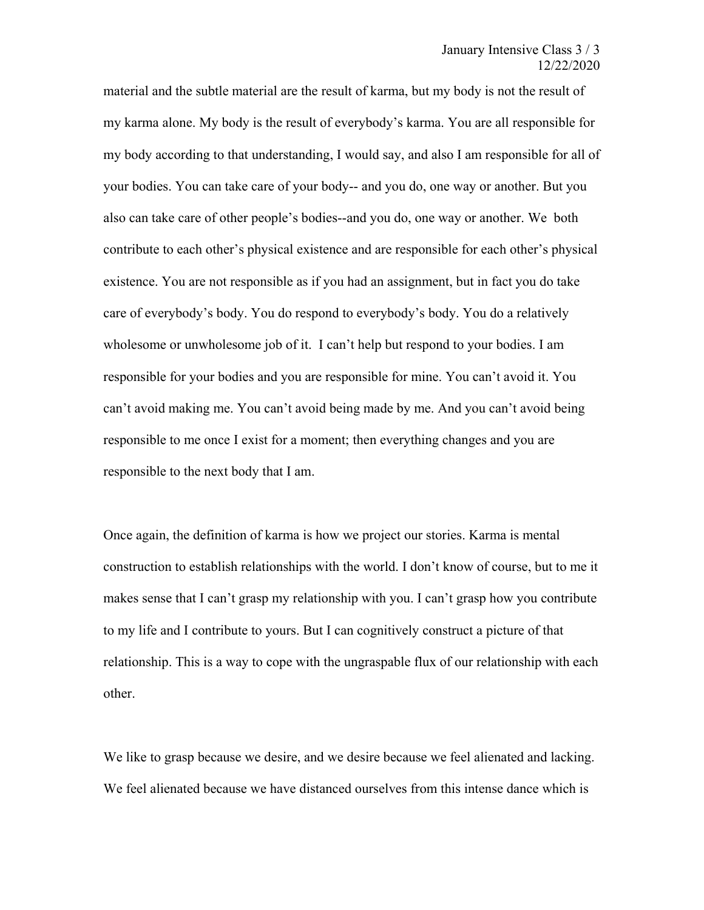material and the subtle material are the result of karma, but my body is not the result of my karma alone. My body is the result of everybody's karma. You are all responsible for my body according to that understanding, I would say, and also I am responsible for all of your bodies. You can take care of your body-- and you do, one way or another. But you also can take care of other people's bodies--and you do, one way or another. We both contribute to each other's physical existence and are responsible for each other's physical existence. You are not responsible as if you had an assignment, but in fact you do take care of everybody's body. You do respond to everybody's body. You do a relatively wholesome or unwholesome job of it. I can't help but respond to your bodies. I am responsible for your bodies and you are responsible for mine. You can't avoid it. You can't avoid making me. You can't avoid being made by me. And you can't avoid being responsible to me once I exist for a moment; then everything changes and you are responsible to the next body that I am.

Once again, the definition of karma is how we project our stories. Karma is mental construction to establish relationships with the world. I don't know of course, but to me it makes sense that I can't grasp my relationship with you. I can't grasp how you contribute to my life and I contribute to yours. But I can cognitively construct a picture of that relationship. This is a way to cope with the ungraspable flux of our relationship with each other.

We like to grasp because we desire, and we desire because we feel alienated and lacking. We feel alienated because we have distanced ourselves from this intense dance which is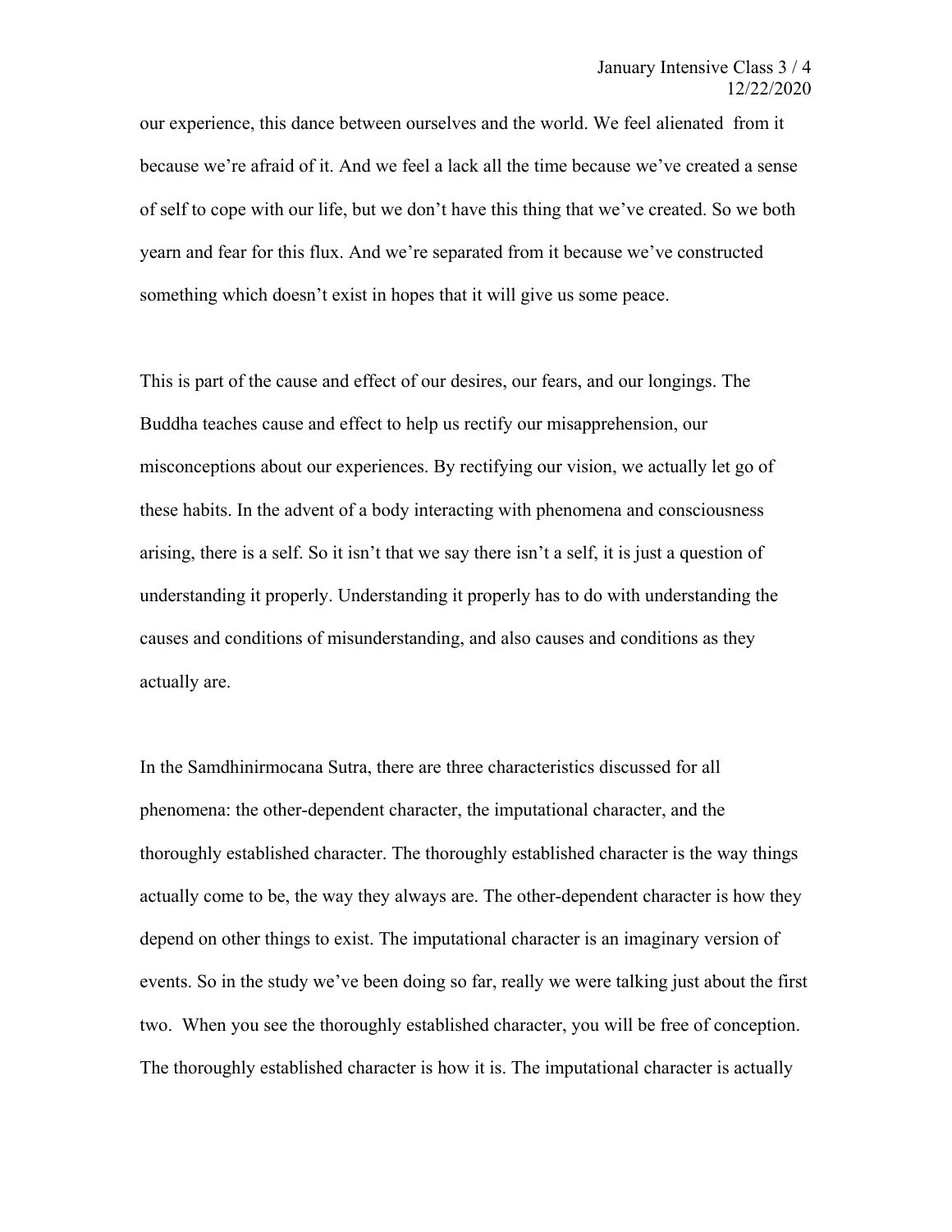our experience, this dance between ourselves and the world. We feel alienated from it because we're afraid of it. And we feel a lack all the time because we've created a sense of self to cope with our life, but we don't have this thing that we've created. So we both yearn and fear for this flux. And we're separated from it because we've constructed something which doesn't exist in hopes that it will give us some peace.

This is part of the cause and effect of our desires, our fears, and our longings. The Buddha teaches cause and effect to help us rectify our misapprehension, our misconceptions about our experiences. By rectifying our vision, we actually let go of these habits. In the advent of a body interacting with phenomena and consciousness arising, there is a self. So it isn't that we say there isn't a self, it is just a question of understanding it properly. Understanding it properly has to do with understanding the causes and conditions of misunderstanding, and also causes and conditions as they actually are.

In the Samdhinirmocana Sutra, there are three characteristics discussed for all phenomena: the other-dependent character, the imputational character, and the thoroughly established character. The thoroughly established character is the way things actually come to be, the way they always are. The other-dependent character is how they depend on other things to exist. The imputational character is an imaginary version of events. So in the study we've been doing so far, really we were talking just about the first two. When you see the thoroughly established character, you will be free of conception. The thoroughly established character is how it is. The imputational character is actually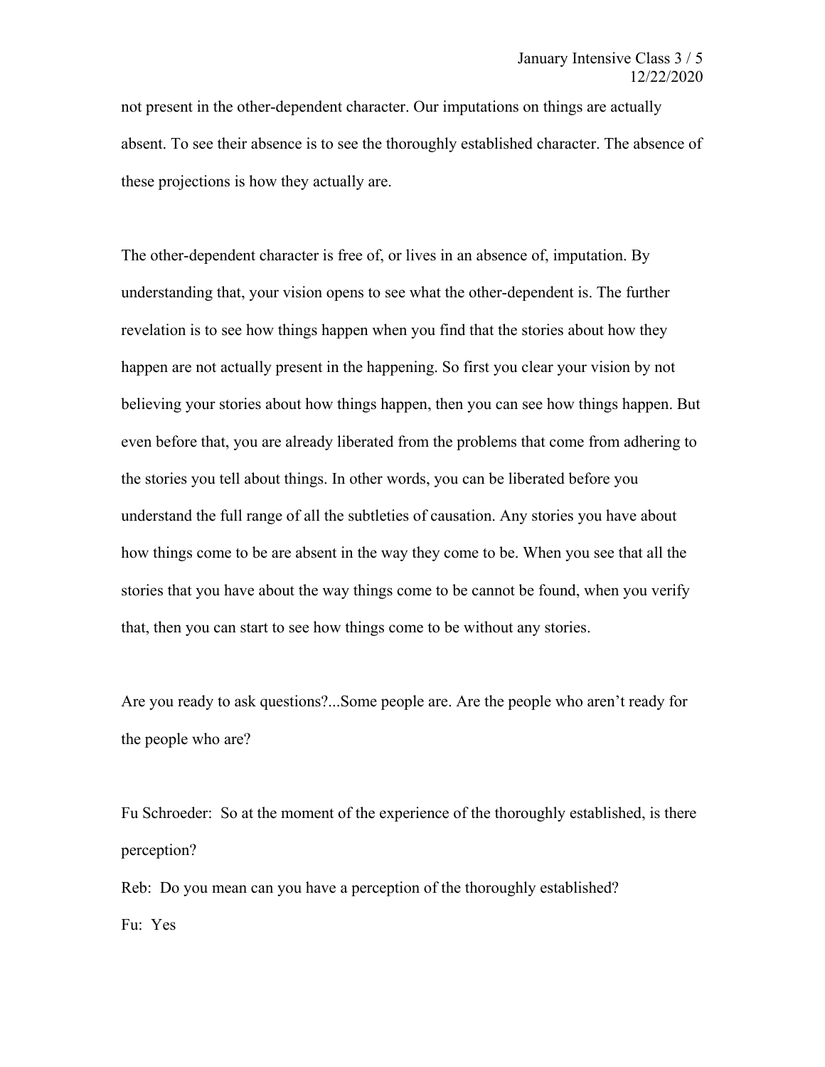not present in the other-dependent character. Our imputations on things are actually absent. To see their absence is to see the thoroughly established character. The absence of these projections is how they actually are.

The other-dependent character is free of, or lives in an absence of, imputation. By understanding that, your vision opens to see what the other-dependent is. The further revelation is to see how things happen when you find that the stories about how they happen are not actually present in the happening. So first you clear your vision by not believing your stories about how things happen, then you can see how things happen. But even before that, you are already liberated from the problems that come from adhering to the stories you tell about things. In other words, you can be liberated before you understand the full range of all the subtleties of causation. Any stories you have about how things come to be are absent in the way they come to be. When you see that all the stories that you have about the way things come to be cannot be found, when you verify that, then you can start to see how things come to be without any stories.

Are you ready to ask questions?...Some people are. Are the people who aren't ready for the people who are?

Fu Schroeder: So at the moment of the experience of the thoroughly established, is there perception?

Reb: Do you mean can you have a perception of the thoroughly established?

Fu: Yes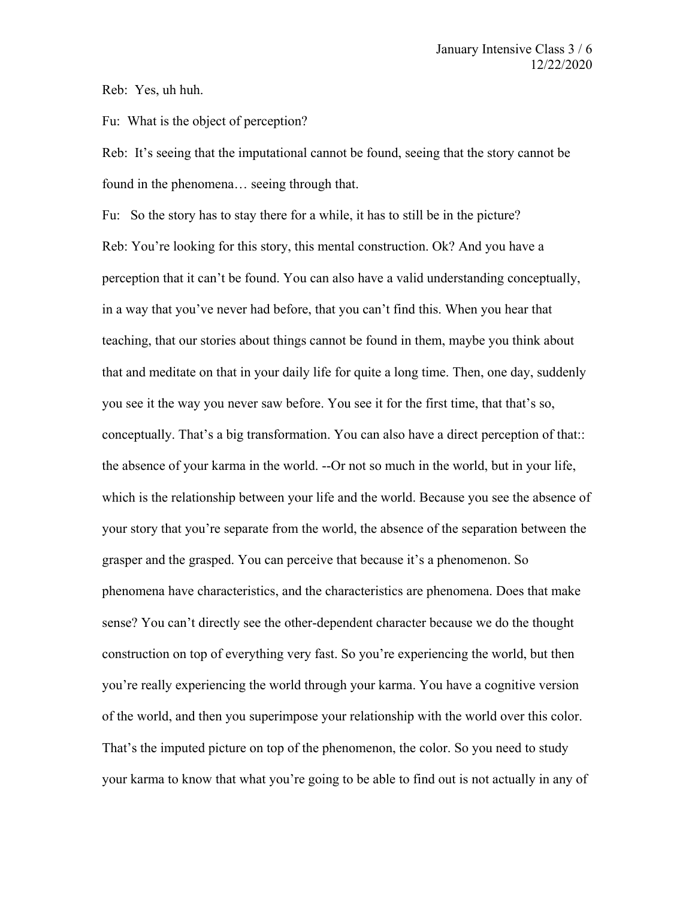Reb: Yes, uh huh.

Fu: What is the object of perception?

Reb: It's seeing that the imputational cannot be found, seeing that the story cannot be found in the phenomena… seeing through that.

Fu: So the story has to stay there for a while, it has to still be in the picture?

Reb: You're looking for this story, this mental construction. Ok? And you have a perception that it can't be found. You can also have a valid understanding conceptually, in a way that you've never had before, that you can't find this. When you hear that teaching, that our stories about things cannot be found in them, maybe you think about that and meditate on that in your daily life for quite a long time. Then, one day, suddenly you see it the way you never saw before. You see it for the first time, that that's so, conceptually. That's a big transformation. You can also have a direct perception of that:: the absence of your karma in the world. --Or not so much in the world, but in your life, which is the relationship between your life and the world. Because you see the absence of your story that you're separate from the world, the absence of the separation between the grasper and the grasped. You can perceive that because it's a phenomenon. So phenomena have characteristics, and the characteristics are phenomena. Does that make sense? You can't directly see the other-dependent character because we do the thought construction on top of everything very fast. So you're experiencing the world, but then you're really experiencing the world through your karma. You have a cognitive version of the world, and then you superimpose your relationship with the world over this color. That's the imputed picture on top of the phenomenon, the color. So you need to study your karma to know that what you're going to be able to find out is not actually in any of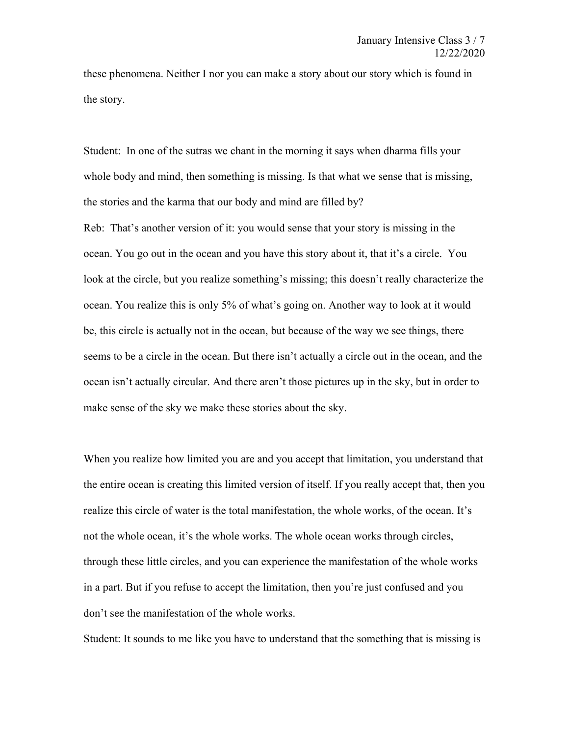these phenomena. Neither I nor you can make a story about our story which is found in the story.

Student: In one of the sutras we chant in the morning it says when dharma fills your whole body and mind, then something is missing. Is that what we sense that is missing, the stories and the karma that our body and mind are filled by?

Reb: That's another version of it: you would sense that your story is missing in the ocean. You go out in the ocean and you have this story about it, that it's a circle. You look at the circle, but you realize something's missing; this doesn't really characterize the ocean. You realize this is only 5% of what's going on. Another way to look at it would be, this circle is actually not in the ocean, but because of the way we see things, there seems to be a circle in the ocean. But there isn't actually a circle out in the ocean, and the ocean isn't actually circular. And there aren't those pictures up in the sky, but in order to make sense of the sky we make these stories about the sky.

When you realize how limited you are and you accept that limitation, you understand that the entire ocean is creating this limited version of itself. If you really accept that, then you realize this circle of water is the total manifestation, the whole works, of the ocean. It's not the whole ocean, it's the whole works. The whole ocean works through circles, through these little circles, and you can experience the manifestation of the whole works in a part. But if you refuse to accept the limitation, then you're just confused and you don't see the manifestation of the whole works.

Student: It sounds to me like you have to understand that the something that is missing is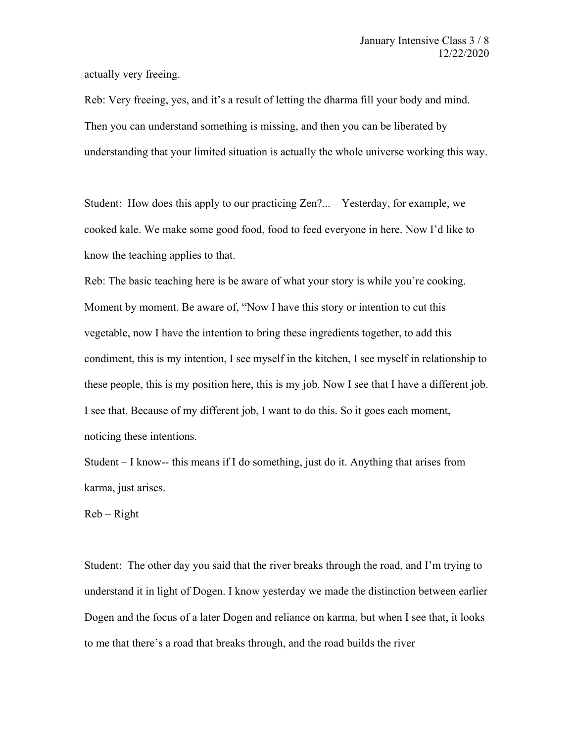actually very freeing.

Reb: Very freeing, yes, and it's a result of letting the dharma fill your body and mind. Then you can understand something is missing, and then you can be liberated by understanding that your limited situation is actually the whole universe working this way.

Student: How does this apply to our practicing Zen?... – Yesterday, for example, we cooked kale. We make some good food, food to feed everyone in here. Now I'd like to know the teaching applies to that.

Reb: The basic teaching here is be aware of what your story is while you're cooking. Moment by moment. Be aware of, "Now I have this story or intention to cut this vegetable, now I have the intention to bring these ingredients together, to add this condiment, this is my intention, I see myself in the kitchen, I see myself in relationship to these people, this is my position here, this is my job. Now I see that I have a different job. I see that. Because of my different job, I want to do this. So it goes each moment, noticing these intentions.

Student – I know-- this means if I do something, just do it. Anything that arises from karma, just arises.

Reb – Right

Student: The other day you said that the river breaks through the road, and I'm trying to understand it in light of Dogen. I know yesterday we made the distinction between earlier Dogen and the focus of a later Dogen and reliance on karma, but when I see that, it looks to me that there's a road that breaks through, and the road builds the river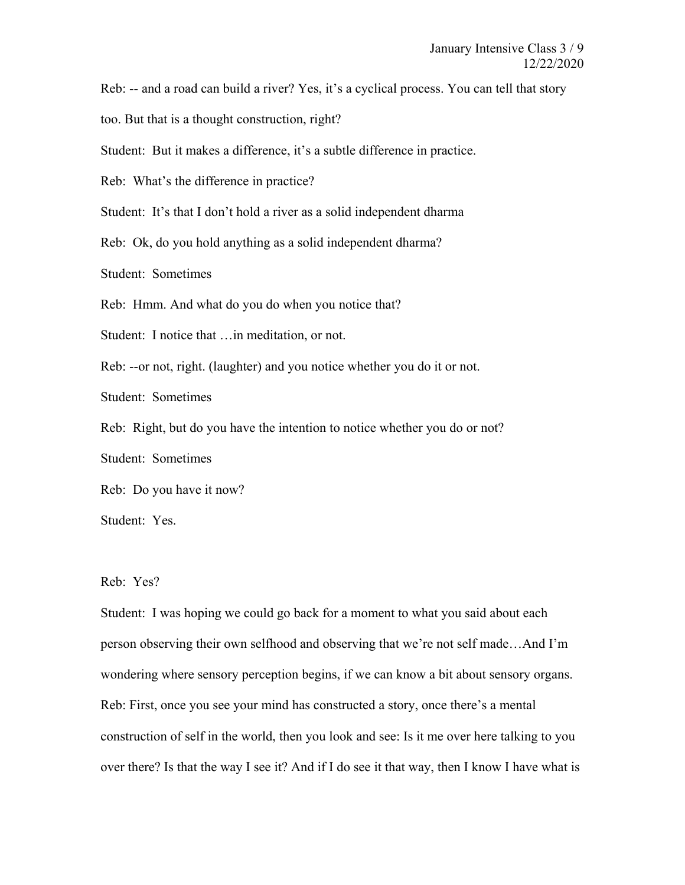Reb: -- and a road can build a river? Yes, it's a cyclical process. You can tell that story too. But that is a thought construction, right?

Student: But it makes a difference, it's a subtle difference in practice.

Reb: What's the difference in practice?

Student: It's that I don't hold a river as a solid independent dharma

Reb: Ok, do you hold anything as a solid independent dharma?

Student: Sometimes

Reb: Hmm. And what do you do when you notice that?

Student: I notice that …in meditation, or not.

Reb: --or not, right. (laughter) and you notice whether you do it or not.

Student: Sometimes

Reb: Right, but do you have the intention to notice whether you do or not?

Student: Sometimes

Reb: Do you have it now?

Student: Yes.

Reb: Yes?

Student: I was hoping we could go back for a moment to what you said about each person observing their own selfhood and observing that we're not self made…And I'm wondering where sensory perception begins, if we can know a bit about sensory organs.

Reb: First, once you see your mind has constructed a story, once there's a mental construction of self in the world, then you look and see: Is it me over here talking to you over there? Is that the way I see it? And if I do see it that way, then I know I have what is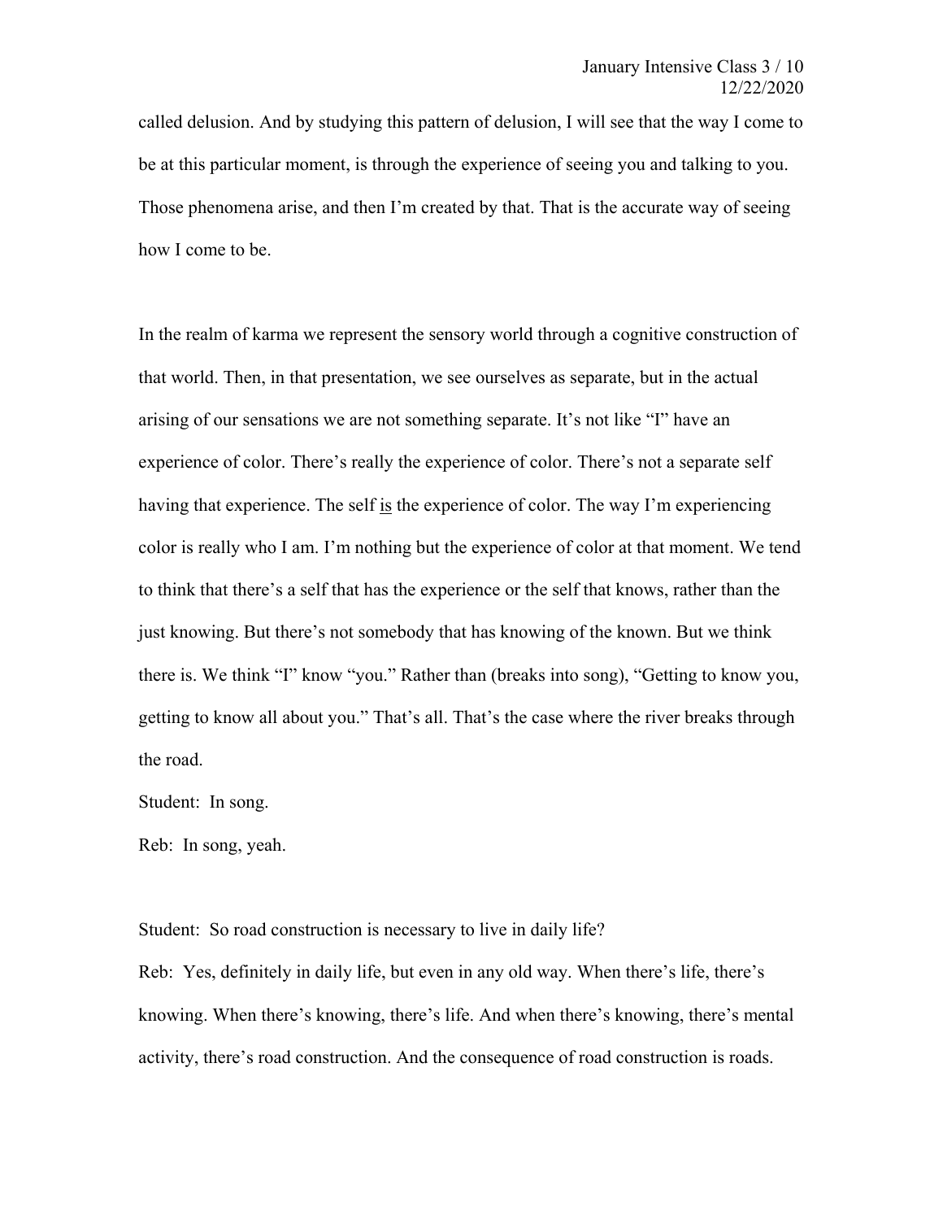called delusion. And by studying this pattern of delusion, I will see that the way I come to be at this particular moment, is through the experience of seeing you and talking to you. Those phenomena arise, and then I'm created by that. That is the accurate way of seeing how I come to be.

In the realm of karma we represent the sensory world through a cognitive construction of that world. Then, in that presentation, we see ourselves as separate, but in the actual arising of our sensations we are not something separate. It's not like "I" have an experience of color. There's really the experience of color. There's not a separate self having that experience. The self <u>is</u> the experience of color. The way I'm experiencing color is really who I am. I'm nothing but the experience of color at that moment. We tend to think that there's a self that has the experience or the self that knows, rather than the just knowing. But there's not somebody that has knowing of the known. But we think there is. We think "I" know "you." Rather than (breaks into song), "Getting to know you, getting to know all about you." That's all. That's the case where the river breaks through the road.

Student: In song.

Reb: In song, yeah.

Student: So road construction is necessary to live in daily life?

Reb: Yes, definitely in daily life, but even in any old way. When there's life, there's knowing. When there's knowing, there's life. And when there's knowing, there's mental activity, there's road construction. And the consequence of road construction is roads.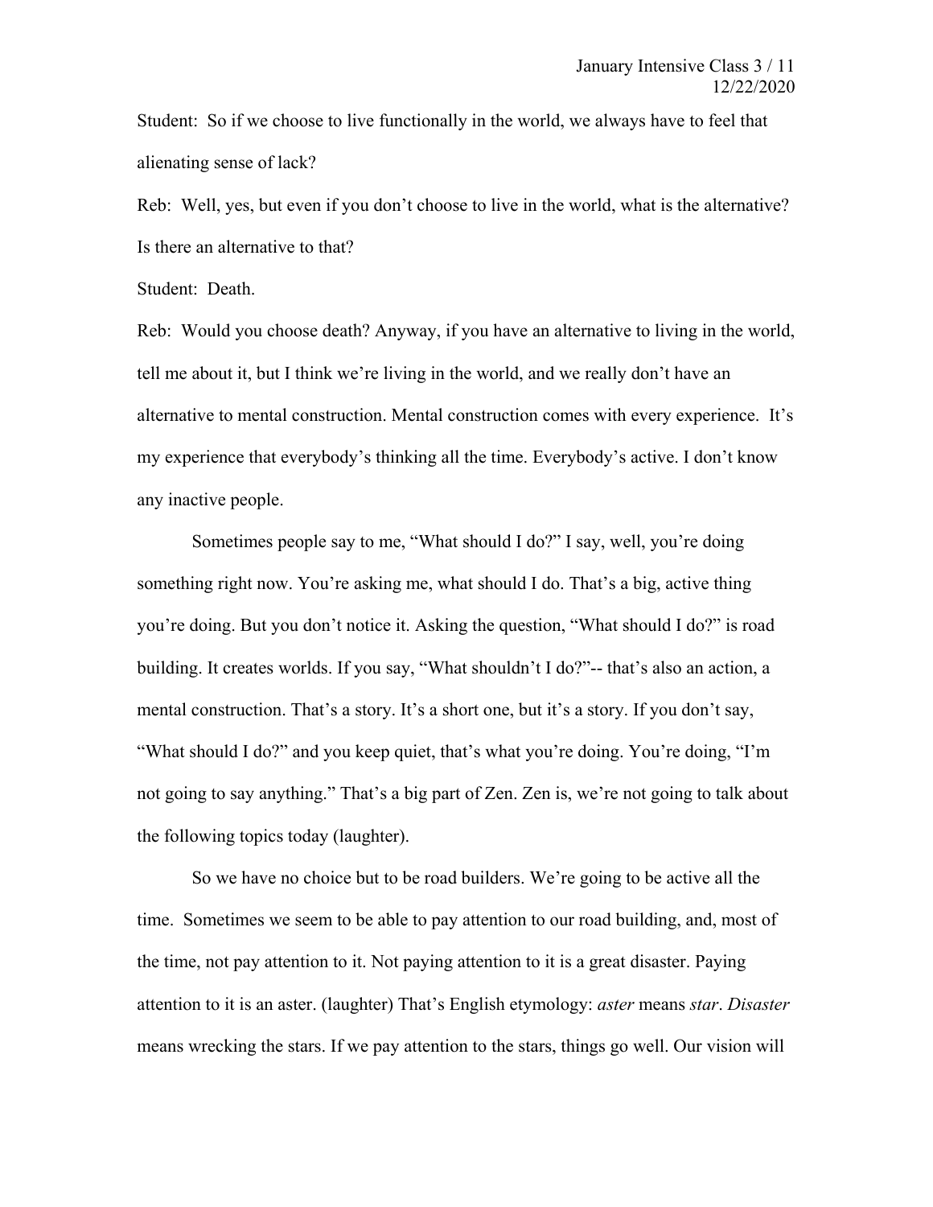Student: So if we choose to live functionally in the world, we always have to feel that alienating sense of lack?

Reb: Well, yes, but even if you don't choose to live in the world, what is the alternative? Is there an alternative to that?

Student: Death.

Reb: Would you choose death? Anyway, if you have an alternative to living in the world, tell me about it, but I think we're living in the world, and we really don't have an alternative to mental construction. Mental construction comes with every experience. It's my experience that everybody's thinking all the time. Everybody's active. I don't know any inactive people.

Sometimes people say to me, "What should I do?" I say, well, you're doing something right now. You're asking me, what should I do. That's a big, active thing you're doing. But you don't notice it. Asking the question, "What should I do?" is road building. It creates worlds. If you say, "What shouldn't I do?"-- that's also an action, a mental construction. That's a story. It's a short one, but it's a story. If you don't say, "What should I do?" and you keep quiet, that's what you're doing. You're doing, "I'm not going to say anything." That's a big part of Zen. Zen is, we're not going to talk about the following topics today (laughter).

So we have no choice but to be road builders. We're going to be active all the time. Sometimes we seem to be able to pay attention to our road building, and, most of the time, not pay attention to it. Not paying attention to it is a great disaster. Paying attention to it is an aster. (laughter) That's English etymology: *aster* means *star*. *Disaster* means wrecking the stars. If we pay attention to the stars, things go well. Our vision will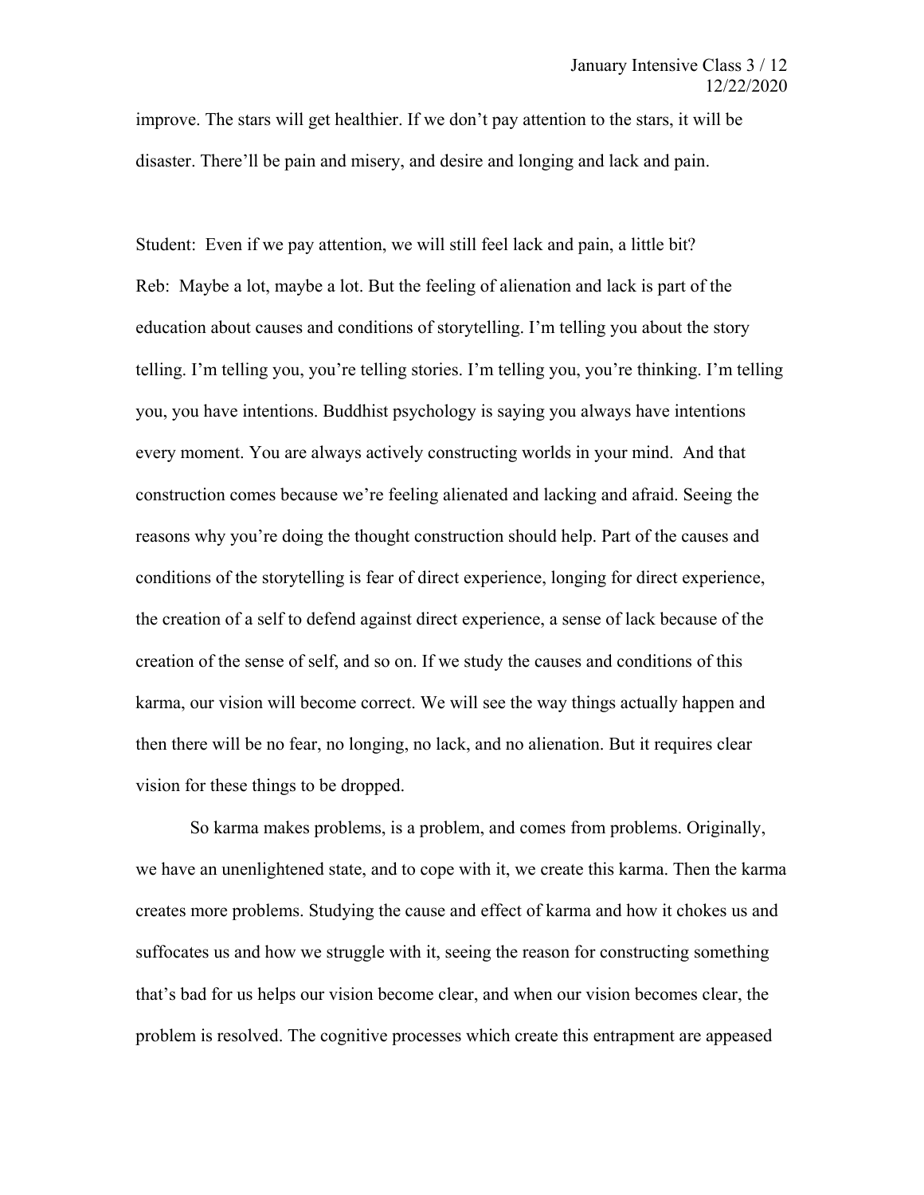improve. The stars will get healthier. If we don't pay attention to the stars, it will be disaster. There'll be pain and misery, and desire and longing and lack and pain.

Student: Even if we pay attention, we will still feel lack and pain, a little bit?

Reb: Maybe a lot, maybe a lot. But the feeling of alienation and lack is part of the education about causes and conditions of storytelling. I'm telling you about the story telling. I'm telling you, you're telling stories. I'm telling you, you're thinking. I'm telling you, you have intentions. Buddhist psychology is saying you always have intentions every moment. You are always actively constructing worlds in your mind. And that construction comes because we're feeling alienated and lacking and afraid. Seeing the reasons why you're doing the thought construction should help. Part of the causes and conditions of the storytelling is fear of direct experience, longing for direct experience, the creation of a self to defend against direct experience, a sense of lack because of the creation of the sense of self, and so on. If we study the causes and conditions of this karma, our vision will become correct. We will see the way things actually happen and then there will be no fear, no longing, no lack, and no alienation. But it requires clear vision for these things to be dropped.

So karma makes problems, is a problem, and comes from problems. Originally, we have an unenlightened state, and to cope with it, we create this karma. Then the karma creates more problems. Studying the cause and effect of karma and how it chokes us and suffocates us and how we struggle with it, seeing the reason for constructing something that's bad for us helps our vision become clear, and when our vision becomes clear, the problem is resolved. The cognitive processes which create this entrapment are appeased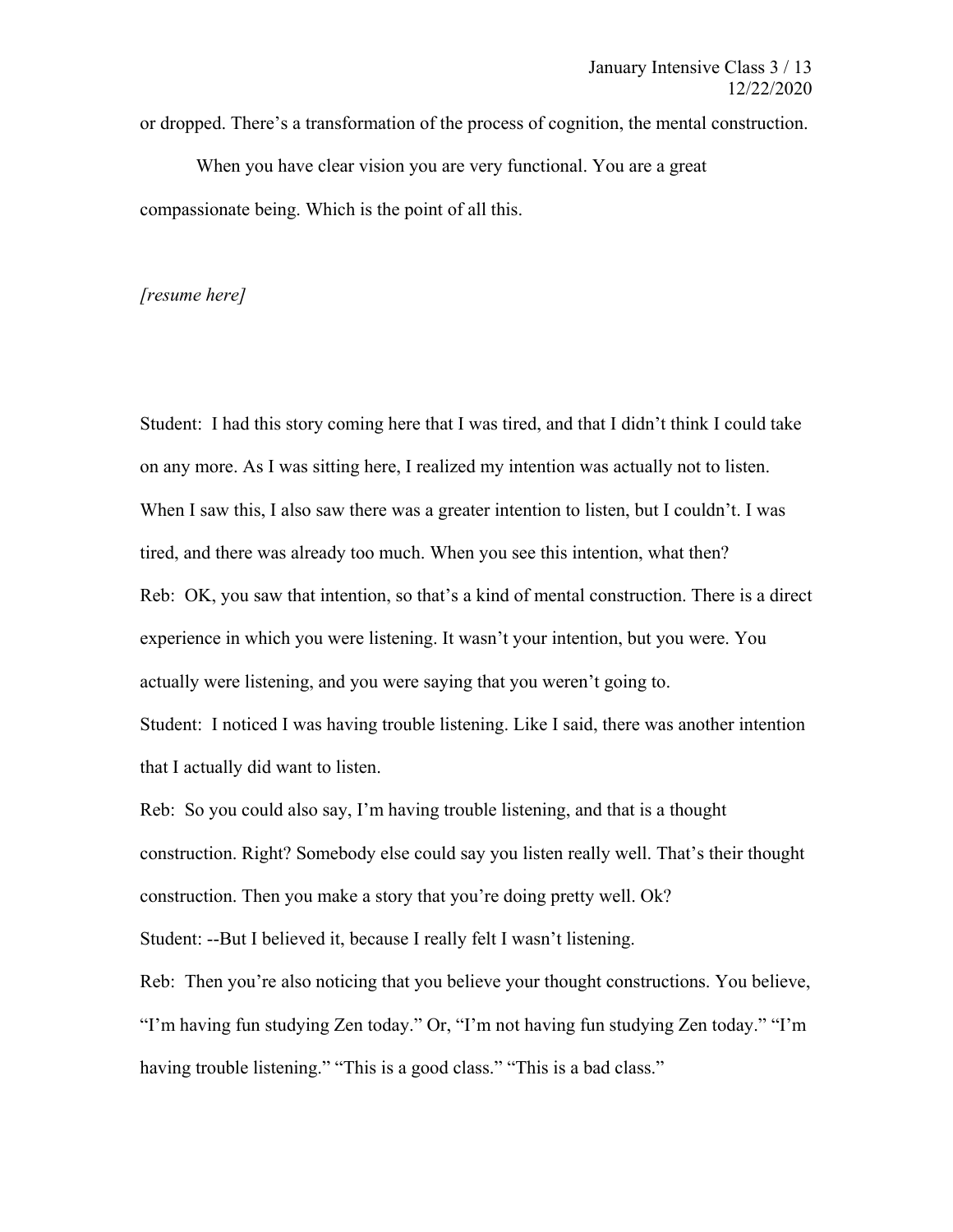or dropped. There's a transformation of the process of cognition, the mental construction.

When you have clear vision you are very functional. You are a great compassionate being. Which is the point of all this.

*[resume here]*

Student: I had this story coming here that I was tired, and that I didn't think I could take on any more. As I was sitting here, I realized my intention was actually not to listen. When I saw this, I also saw there was a greater intention to listen, but I couldn't. I was tired, and there was already too much. When you see this intention, what then?

Reb: OK, you saw that intention, so that's a kind of mental construction. There is a direct experience in which you were listening. It wasn't your intention, but you were. You actually were listening, and you were saying that you weren't going to.

Student: I noticed I was having trouble listening. Like I said, there was another intention that I actually did want to listen.

Reb: So you could also say, I'm having trouble listening, and that is a thought construction. Right? Somebody else could say you listen really well. That's their thought construction. Then you make a story that you're doing pretty well. Ok?

Student: --But I believed it, because I really felt I wasn't listening.

Reb: Then you're also noticing that you believe your thought constructions. You believe, "I'm having fun studying Zen today." Or, "I'm not having fun studying Zen today." "I'm having trouble listening." "This is a good class." "This is a bad class."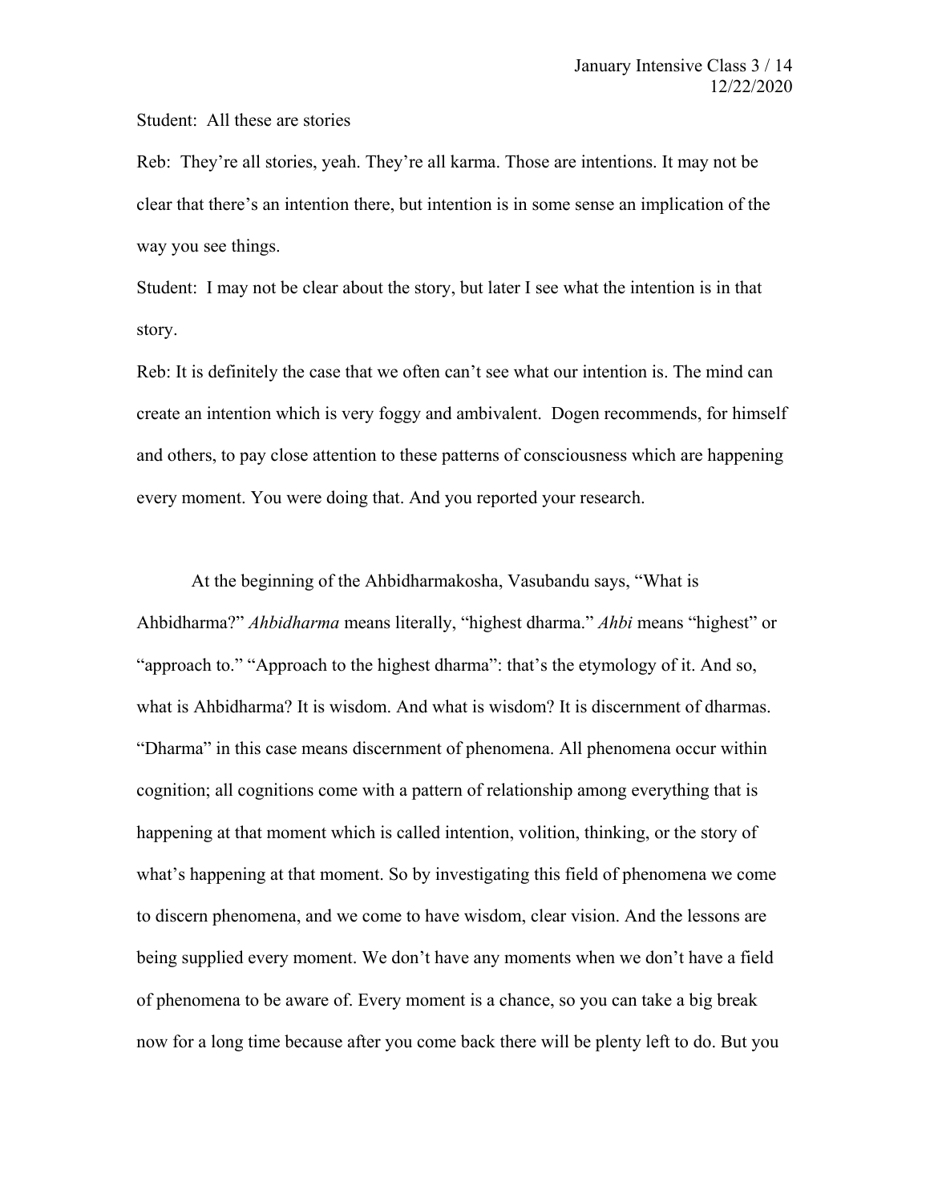Student: All these are stories

Reb: They're all stories, yeah. They're all karma. Those are intentions. It may not be clear that there's an intention there, but intention is in some sense an implication of the way you see things.

Student: I may not be clear about the story, but later I see what the intention is in that story.

Reb: It is definitely the case that we often can't see what our intention is. The mind can create an intention which is very foggy and ambivalent. Dogen recommends, for himself and others, to pay close attention to these patterns of consciousness which are happening every moment. You were doing that. And you reported your research.

At the beginning of the Ahbidharmakosha, Vasubandu says, "What is Ahbidharma?" *Ahbidharma* means literally, "highest dharma." *Ahbi* means "highest" or "approach to." "Approach to the highest dharma": that's the etymology of it. And so, what is Ahbidharma? It is wisdom. And what is wisdom? It is discernment of dharmas. "Dharma" in this case means discernment of phenomena. All phenomena occur within cognition; all cognitions come with a pattern of relationship among everything that is happening at that moment which is called intention, volition, thinking, or the story of what's happening at that moment. So by investigating this field of phenomena we come to discern phenomena, and we come to have wisdom, clear vision. And the lessons are being supplied every moment. We don't have any moments when we don't have a field of phenomena to be aware of. Every moment is a chance, so you can take a big break now for a long time because after you come back there will be plenty left to do. But you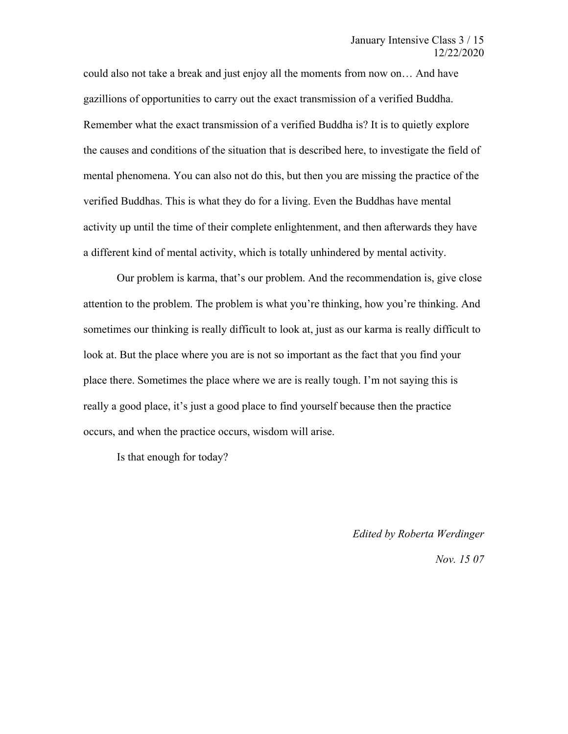could also not take a break and just enjoy all the moments from now on… And have gazillions of opportunities to carry out the exact transmission of a verified Buddha. Remember what the exact transmission of a verified Buddha is? It is to quietly explore the causes and conditions of the situation that is described here, to investigate the field of mental phenomena. You can also not do this, but then you are missing the practice of the verified Buddhas. This is what they do for a living. Even the Buddhas have mental activity up until the time of their complete enlightenment, and then afterwards they have a different kind of mental activity, which is totally unhindered by mental activity.

Our problem is karma, that's our problem. And the recommendation is, give close attention to the problem. The problem is what you're thinking, how you're thinking. And sometimes our thinking is really difficult to look at, just as our karma is really difficult to look at. But the place where you are is not so important as the fact that you find your place there. Sometimes the place where we are is really tough. I'm not saying this is really a good place, it's just a good place to find yourself because then the practice occurs, and when the practice occurs, wisdom will arise.

Is that enough for today?

*Edited by Roberta Werdinger*

*Nov. 15 07*